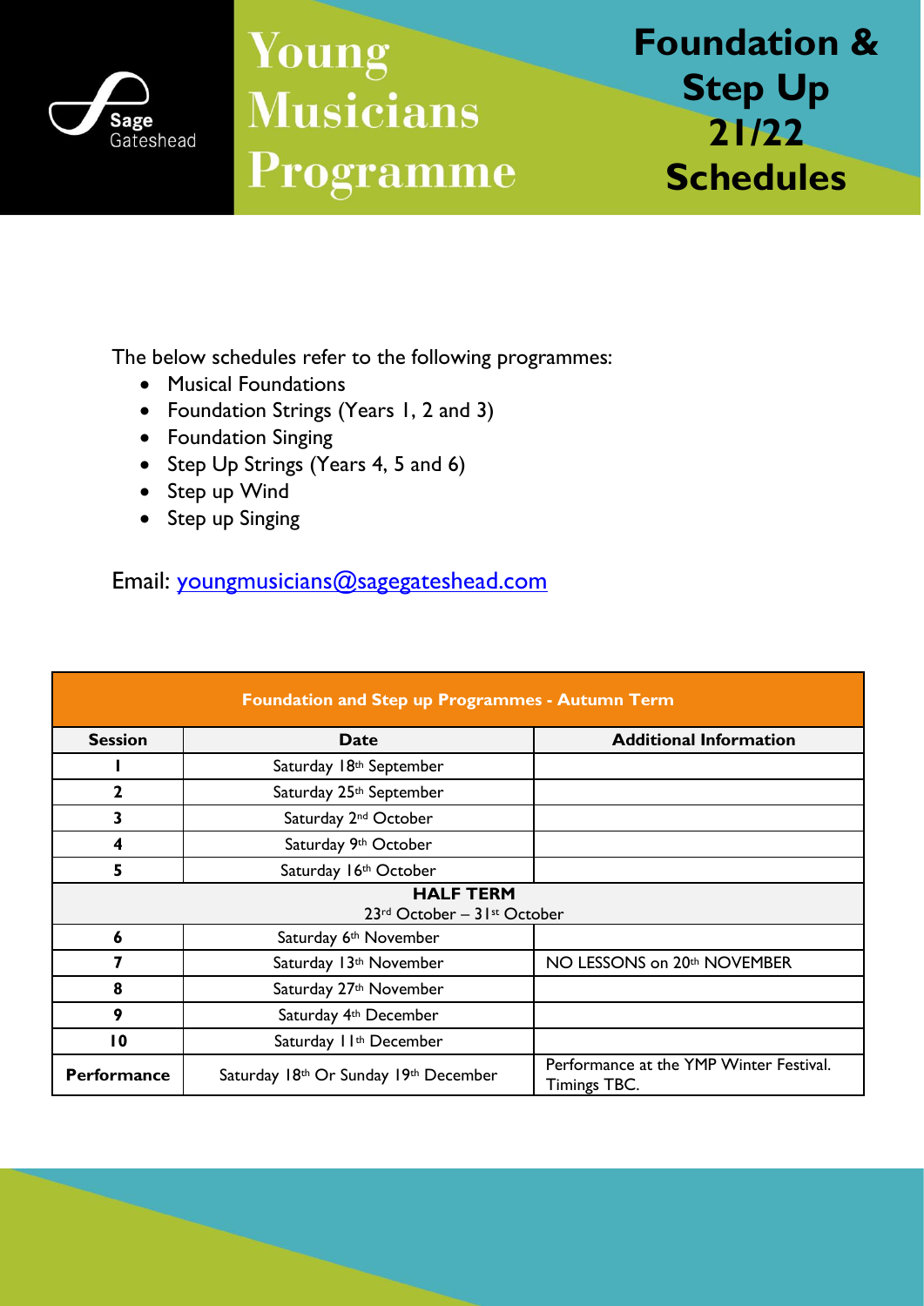Sage Gateshead

# Young Musicians Programme

# Foundation & Step Up 21/22 Schedules

The below schedules refer to the following programmes:

- Musical Foundations
- Foundation Strings (Years 1, 2 and 3)
- Foundation Singing
- Step Up Strings (Years 4, 5 and 6)
- Step up Wind
- Step up Singing

Email: youngmusicians@sagegateshead.com

| Foundation and Step up Programmes - Autumn Term | | |
|---|---|---|
| **Session** | **Date** | **Additional Information** |
| **1** | Saturday 18th September | |
| **2** | Saturday 25th September | |
| **3** | Saturday 2nd October | |
| **4** | Saturday 9th October | |
| **5** | Saturday 16th October | |
| **HALF TERM** 23rd October – 31st October | | |
| **6** | Saturday 6th November | |
| **7** | Saturday 13th November | NO LESSONS on 20th NOVEMBER |
| **8** | Saturday 27th November | |
| **9** | Saturday 4th December | |
| **10** | Saturday 11th December | |
| **Performance** | Saturday 18th Or Sunday 19th December | Performance at the YMP Winter Festival. Timings TBC. |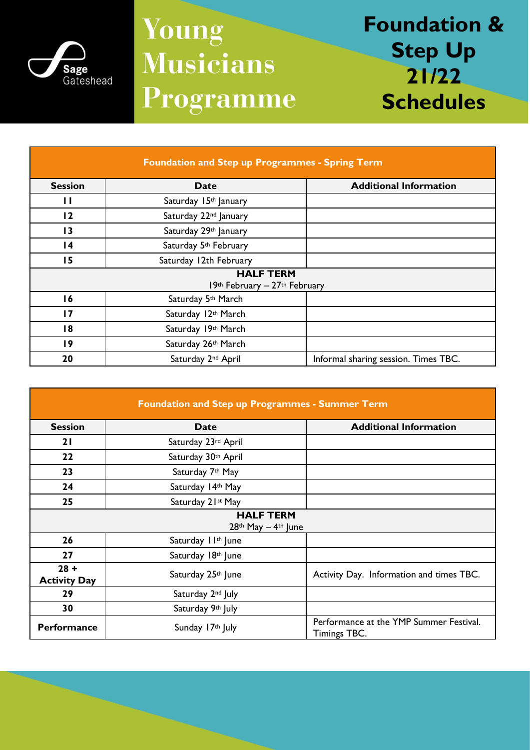Sage Gateshead

# Young Musicians Programme

# Foundation & Step Up 21/22 Schedules

| Foundation and Step up Programmes - Spring Term | | |
|---|---|---|
| **Session** | **Date** | **Additional Information** |
| **11** | Saturday 15th January | |
| **12** | Saturday 22nd January | |
| **13** | Saturday 29th January | |
| **14** | Saturday 5th February | |
| **15** | Saturday 12th February | |
| **HALF TERM** 19th February – 27th February | | |
| **16** | Saturday 5th March | |
| **17** | Saturday 12th March | |
| **18** | Saturday 19th March | |
| **19** | Saturday 26th March | |
| **20** | Saturday 2nd April | Informal sharing session. Times TBC. |

| Foundation and Step up Programmes - Summer Term | | |
|---|---|---|
| **Session** | **Date** | **Additional Information** |
| **21** | Saturday 23rd April | |
| **22** | Saturday 30th April | |
| **23** | Saturday 7th May | |
| **24** | Saturday 14th May | |
| **25** | Saturday 21st May | |
| **HALF TERM** 28th May – 4th June | | |
| **26** | Saturday 11th June | |
| **27** | Saturday 18th June | |
| **28 + Activity Day** | Saturday 25th June | Activity Day. Information and times TBC. |
| **29** | Saturday 2nd July | |
| **30** | Saturday 9th July | |
| **Performance** | Sunday 17th July | Performance at the YMP Summer Festival. Timings TBC. |